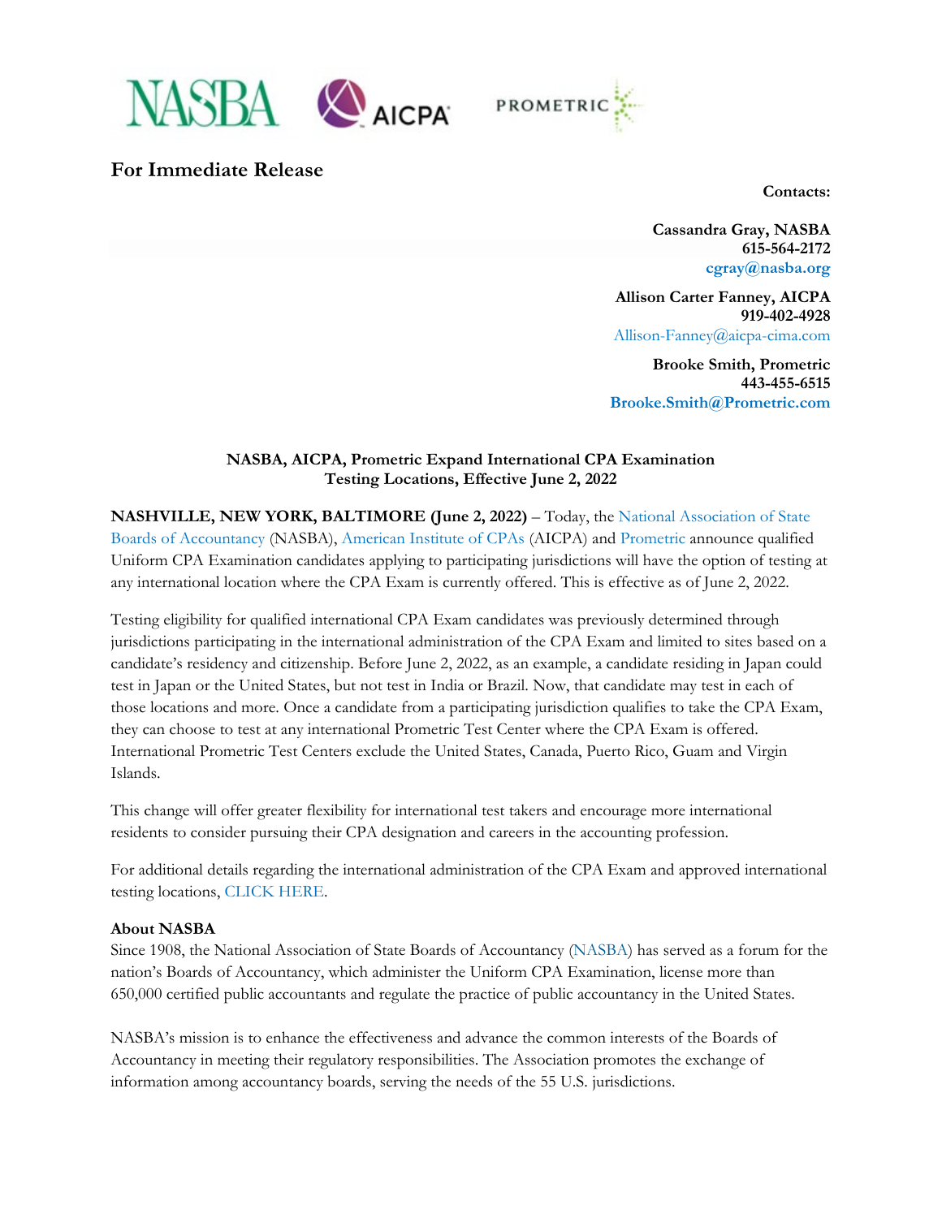NASBA AICPA PROMETRIC

## For Immediate Release

**Contacts:**

**Cassandra Gray, NASBA**
**615-564-2172**
**cgray@nasba.org**

**Allison Carter Fanney, AICPA**
**919-402-4928**
Allison-Fanney@aicpa-cima.com

**Brooke Smith, Prometric**
**443-455-6515**
**Brooke.Smith@Prometric.com**

### NASBA, AICPA, Prometric Expand International CPA Examination Testing Locations, Effective June 2, 2022

**NASHVILLE, NEW YORK, BALTIMORE (June 2, 2022)** – Today, the National Association of State Boards of Accountancy (NASBA), American Institute of CPAs (AICPA) and Prometric announce qualified Uniform CPA Examination candidates applying to participating jurisdictions will have the option of testing at any international location where the CPA Exam is currently offered. This is effective as of June 2, 2022.

Testing eligibility for qualified international CPA Exam candidates was previously determined through jurisdictions participating in the international administration of the CPA Exam and limited to sites based on a candidate's residency and citizenship. Before June 2, 2022, as an example, a candidate residing in Japan could test in Japan or the United States, but not test in India or Brazil. Now, that candidate may test in each of those locations and more. Once a candidate from a participating jurisdiction qualifies to take the CPA Exam, they can choose to test at any international Prometric Test Center where the CPA Exam is offered. International Prometric Test Centers exclude the United States, Canada, Puerto Rico, Guam and Virgin Islands.

This change will offer greater flexibility for international test takers and encourage more international residents to consider pursuing their CPA designation and careers in the accounting profession.

For additional details regarding the international administration of the CPA Exam and approved international testing locations, CLICK HERE.

**About NASBA**
Since 1908, the National Association of State Boards of Accountancy (NASBA) has served as a forum for the nation's Boards of Accountancy, which administer the Uniform CPA Examination, license more than 650,000 certified public accountants and regulate the practice of public accountancy in the United States.

NASBA's mission is to enhance the effectiveness and advance the common interests of the Boards of Accountancy in meeting their regulatory responsibilities. The Association promotes the exchange of information among accountancy boards, serving the needs of the 55 U.S. jurisdictions.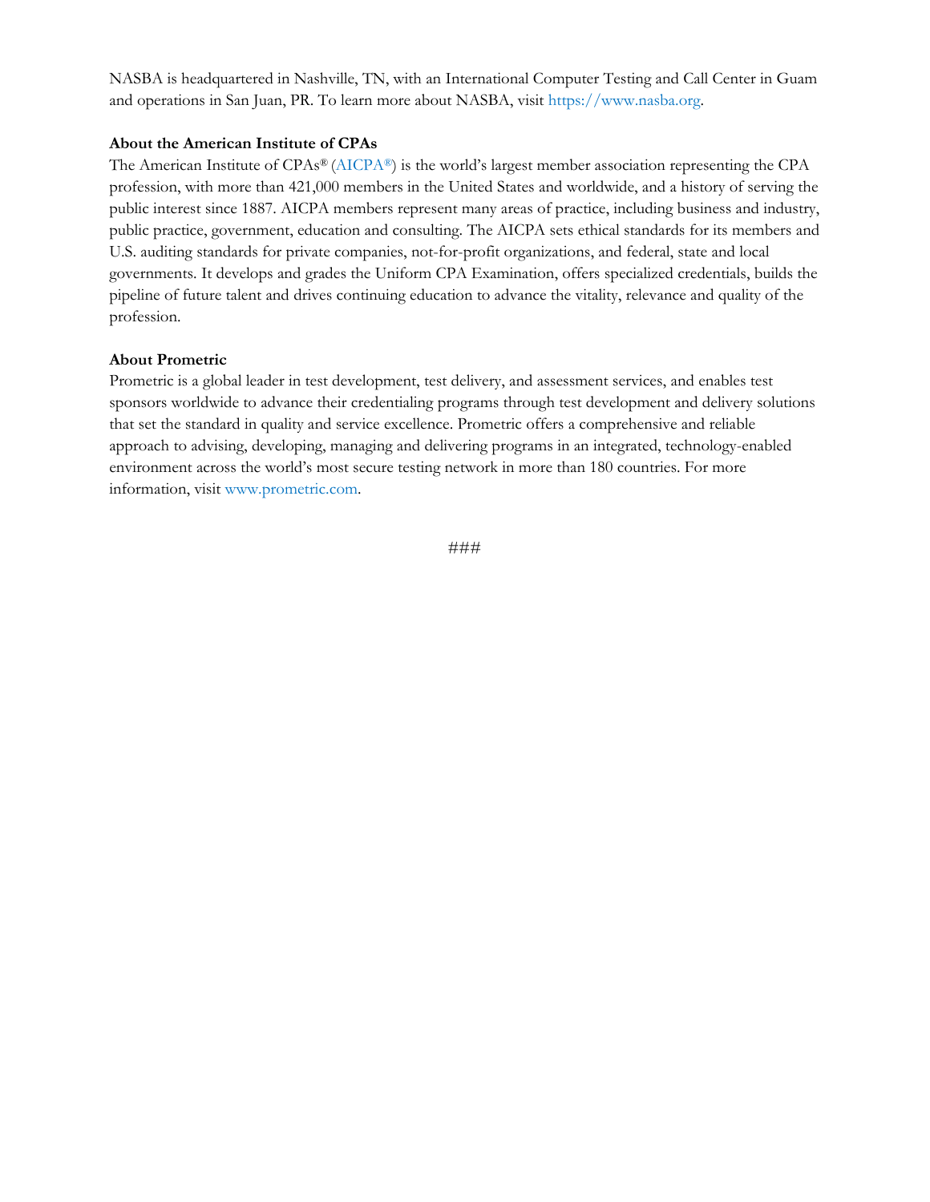NASBA is headquartered in Nashville, TN, with an International Computer Testing and Call Center in Guam and operations in San Juan, PR. To learn more about NASBA, visit https://www.nasba.org.

**About the American Institute of CPAs**

The American Institute of CPAs® (AICPA®) is the world's largest member association representing the CPA profession, with more than 421,000 members in the United States and worldwide, and a history of serving the public interest since 1887. AICPA members represent many areas of practice, including business and industry, public practice, government, education and consulting. The AICPA sets ethical standards for its members and U.S. auditing standards for private companies, not-for-profit organizations, and federal, state and local governments. It develops and grades the Uniform CPA Examination, offers specialized credentials, builds the pipeline of future talent and drives continuing education to advance the vitality, relevance and quality of the profession.

**About Prometric**

Prometric is a global leader in test development, test delivery, and assessment services, and enables test sponsors worldwide to advance their credentialing programs through test development and delivery solutions that set the standard in quality and service excellence. Prometric offers a comprehensive and reliable approach to advising, developing, managing and delivering programs in an integrated, technology-enabled environment across the world's most secure testing network in more than 180 countries. For more information, visit www.prometric.com.

###